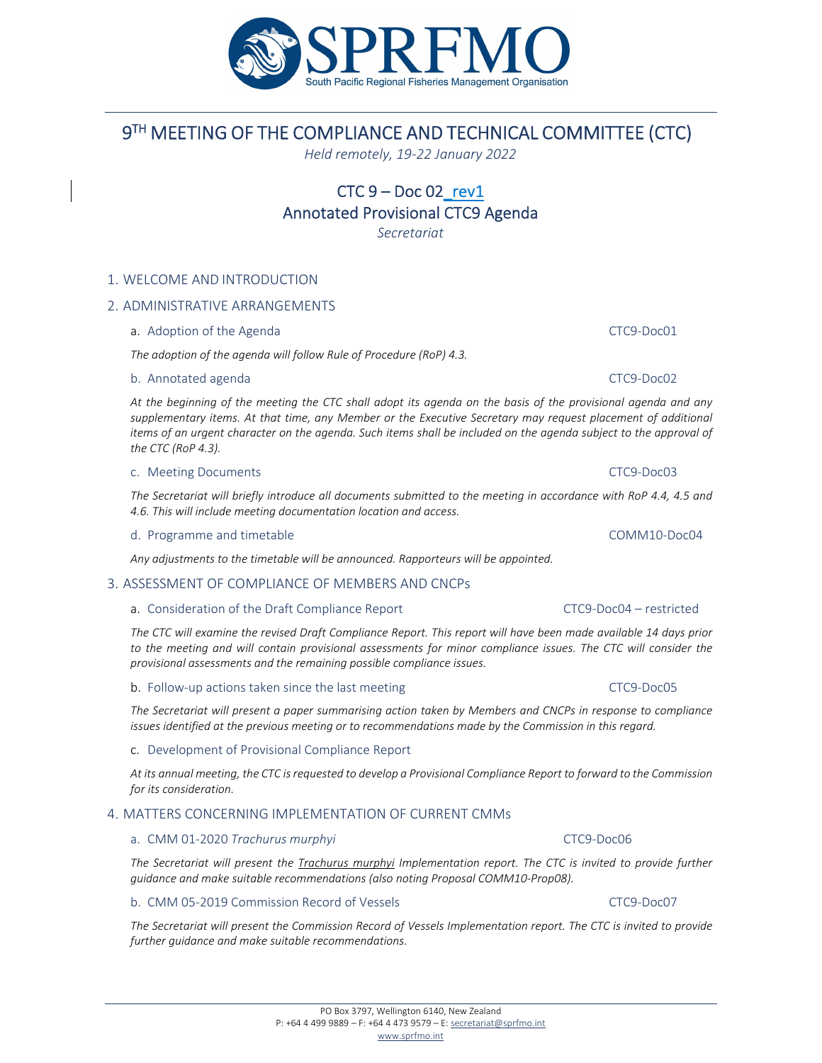# 9TH MEETING OF THE COMPLIANCE AND TECHNICAL COMMITTEE (CTC)

*Held remotely, 19-22 January 2022*

## CTC 9 – Doc 02_rev1
## Annotated Provisional CTC9 Agenda

*Secretariat*

### 1. WELCOME AND INTRODUCTION

### 2. ADMINISTRATIVE ARRANGEMENTS

a. Adoption of the Agenda — CTC9-Doc01

*The adoption of the agenda will follow Rule of Procedure (RoP) 4.3.*

b. Annotated agenda — CTC9-Doc02

*At the beginning of the meeting the CTC shall adopt its agenda on the basis of the provisional agenda and any supplementary items. At that time, any Member or the Executive Secretary may request placement of additional items of an urgent character on the agenda. Such items shall be included on the agenda subject to the approval of the CTC (RoP 4.3).*

c. Meeting Documents — CTC9-Doc03

*The Secretariat will briefly introduce all documents submitted to the meeting in accordance with RoP 4.4, 4.5 and 4.6. This will include meeting documentation location and access.*

d. Programme and timetable — COMM10-Doc04

*Any adjustments to the timetable will be announced. Rapporteurs will be appointed.*

### 3. ASSESSMENT OF COMPLIANCE OF MEMBERS AND CNCPs

a. Consideration of the Draft Compliance Report — CTC9-Doc04 – restricted

*The CTC will examine the revised Draft Compliance Report. This report will have been made available 14 days prior to the meeting and will contain provisional assessments for minor compliance issues. The CTC will consider the provisional assessments and the remaining possible compliance issues.*

b. Follow-up actions taken since the last meeting — CTC9-Doc05

*The Secretariat will present a paper summarising action taken by Members and CNCPs in response to compliance issues identified at the previous meeting or to recommendations made by the Commission in this regard.*

c. Development of Provisional Compliance Report

*At its annual meeting, the CTC is requested to develop a Provisional Compliance Report to forward to the Commission for its consideration.*

### 4. MATTERS CONCERNING IMPLEMENTATION OF CURRENT CMMs

a. CMM 01-2020 *Trachurus murphyi* — CTC9-Doc06

*The Secretariat will present the Trachurus murphyi Implementation report. The CTC is invited to provide further guidance and make suitable recommendations (also noting Proposal COMM10-Prop08).*

b. CMM 05-2019 Commission Record of Vessels — CTC9-Doc07

*The Secretariat will present the Commission Record of Vessels Implementation report. The CTC is invited to provide further guidance and make suitable recommendations.*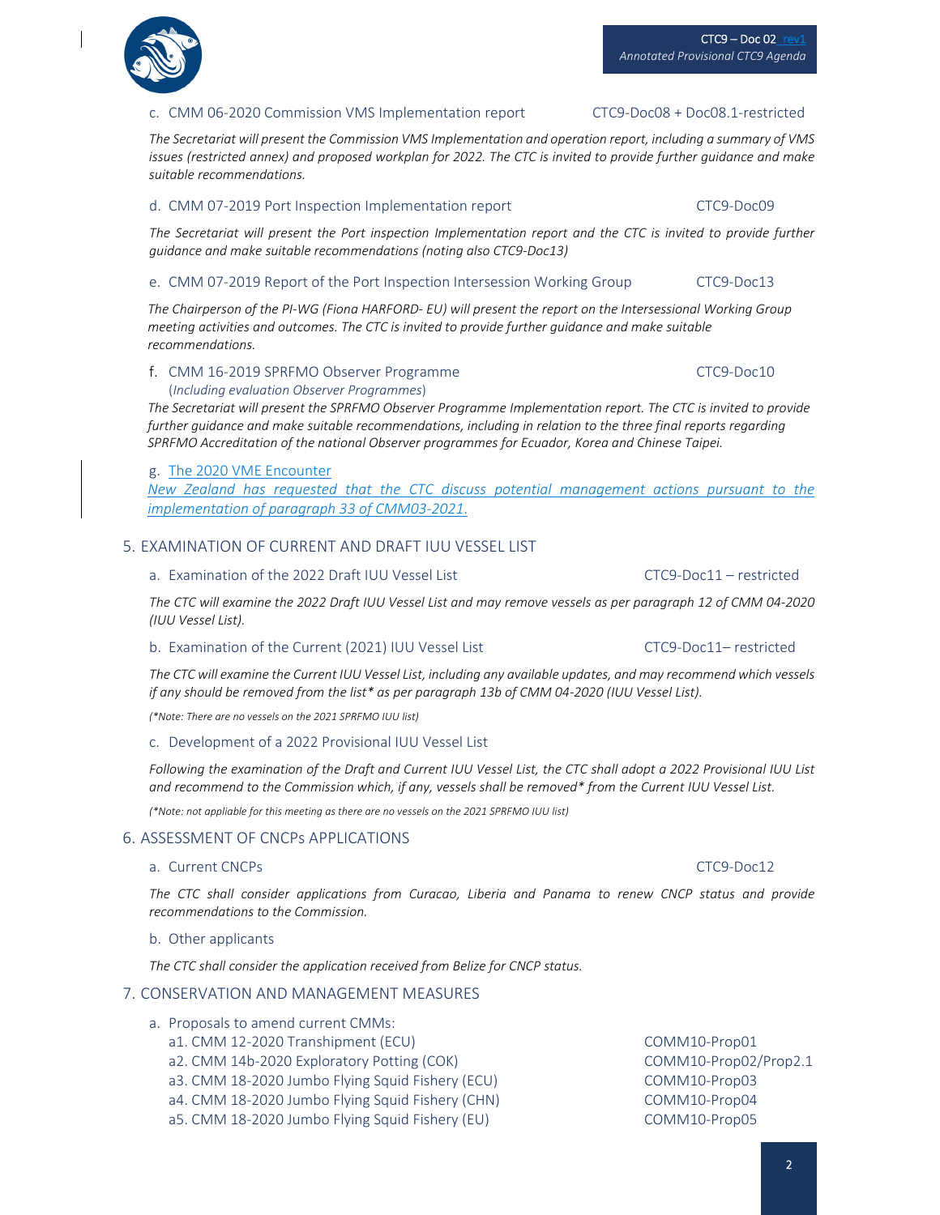c. CMM 06-2020 Commission VMS Implementation report — CTC9-Doc08 + Doc08.1-restricted

*The Secretariat will present the Commission VMS Implementation and operation report, including a summary of VMS issues (restricted annex) and proposed workplan for 2022. The CTC is invited to provide further guidance and make suitable recommendations.*

d. CMM 07-2019 Port Inspection Implementation report — CTC9-Doc09

*The Secretariat will present the Port inspection Implementation report and the CTC is invited to provide further guidance and make suitable recommendations (noting also CTC9-Doc13)*

e. CMM 07-2019 Report of the Port Inspection Intersession Working Group — CTC9-Doc13

*The Chairperson of the PI-WG (Fiona HARFORD- EU) will present the report on the Intersessional Working Group meeting activities and outcomes. The CTC is invited to provide further guidance and make suitable recommendations.*

f. CMM 16-2019 SPRFMO Observer Programme (*Including evaluation Observer Programmes*) — CTC9-Doc10

*The Secretariat will present the SPRFMO Observer Programme Implementation report. The CTC is invited to provide further guidance and make suitable recommendations, including in relation to the three final reports regarding SPRFMO Accreditation of the national Observer programmes for Ecuador, Korea and Chinese Taipei.*

g. The 2020 VME Encounter

*New Zealand has requested that the CTC discuss potential management actions pursuant to the implementation of paragraph 33 of CMM03-2021.*

## 5. EXAMINATION OF CURRENT AND DRAFT IUU VESSEL LIST

a. Examination of the 2022 Draft IUU Vessel List — CTC9-Doc11 – restricted

*The CTC will examine the 2022 Draft IUU Vessel List and may remove vessels as per paragraph 12 of CMM 04-2020 (IUU Vessel List).*

b. Examination of the Current (2021) IUU Vessel List — CTC9-Doc11– restricted

*The CTC will examine the Current IUU Vessel List, including any available updates, and may recommend which vessels if any should be removed from the list* as per paragraph 13b of CMM 04-2020 (IUU Vessel List).*

*(*Note: There are no vessels on the 2021 SPRFMO IUU list)*

c. Development of a 2022 Provisional IUU Vessel List

*Following the examination of the Draft and Current IUU Vessel List, the CTC shall adopt a 2022 Provisional IUU List and recommend to the Commission which, if any, vessels shall be removed* from the Current IUU Vessel List.*

*(*Note: not appliable for this meeting as there are no vessels on the 2021 SPRFMO IUU list)*

## 6. ASSESSMENT OF CNCPs APPLICATIONS

a. Current CNCPs — CTC9-Doc12

*The CTC shall consider applications from Curacao, Liberia and Panama to renew CNCP status and provide recommendations to the Commission.*

b. Other applicants

*The CTC shall consider the application received from Belize for CNCP status.*

## 7. CONSERVATION AND MANAGEMENT MEASURES

a. Proposals to amend current CMMs:

| Proposal | Document |
|---|---|
| a1. CMM 12-2020 Transhipment (ECU) | COMM10-Prop01 |
| a2. CMM 14b-2020 Exploratory Potting (COK) | COMM10-Prop02/Prop2.1 |
| a3. CMM 18-2020 Jumbo Flying Squid Fishery (ECU) | COMM10-Prop03 |
| a4. CMM 18-2020 Jumbo Flying Squid Fishery (CHN) | COMM10-Prop04 |
| a5. CMM 18-2020 Jumbo Flying Squid Fishery (EU) | COMM10-Prop05 |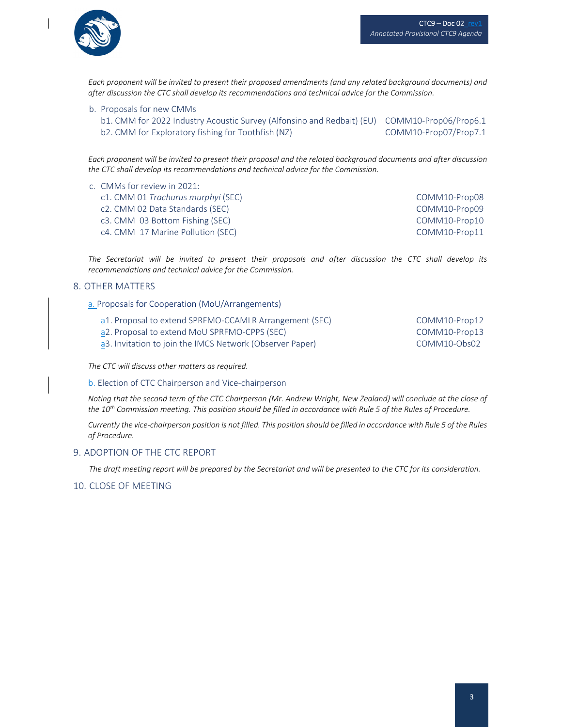*Each proponent will be invited to present their proposed amendments (and any related background documents) and after discussion the CTC shall develop its recommendations and technical advice for the Commission.*

b. Proposals for new CMMs

| | |
|---|---|
| b1. CMM for 2022 Industry Acoustic Survey (Alfonsino and Redbait) (EU) | COMM10-Prop06/Prop6.1 |
| b2. CMM for Exploratory fishing for Toothfish (NZ) | COMM10-Prop07/Prop7.1 |

*Each proponent will be invited to present their proposal and the related background documents and after discussion the CTC shall develop its recommendations and technical advice for the Commission.*

c. CMMs for review in 2021:

| | |
|---|---|
| c1. CMM 01 *Trachurus murphyi* (SEC) | COMM10-Prop08 |
| c2. CMM 02 Data Standards (SEC) | COMM10-Prop09 |
| c3. CMM 03 Bottom Fishing (SEC) | COMM10-Prop10 |
| c4. CMM 17 Marine Pollution (SEC) | COMM10-Prop11 |

*The Secretariat will be invited to present their proposals and after discussion the CTC shall develop its recommendations and technical advice for the Commission.*

## 8. OTHER MATTERS

a. Proposals for Cooperation (MoU/Arrangements)

| | |
|---|---|
| a1. Proposal to extend SPRFMO-CCAMLR Arrangement (SEC) | COMM10-Prop12 |
| a2. Proposal to extend MoU SPRFMO-CPPS (SEC) | COMM10-Prop13 |
| a3. Invitation to join the IMCS Network (Observer Paper) | COMM10-Obs02 |

*The CTC will discuss other matters as required.*

b. Election of CTC Chairperson and Vice-chairperson

*Noting that the second term of the CTC Chairperson (Mr. Andrew Wright, New Zealand) will conclude at the close of the 10th Commission meeting. This position should be filled in accordance with Rule 5 of the Rules of Procedure.*

*Currently the vice-chairperson position is not filled. This position should be filled in accordance with Rule 5 of the Rules of Procedure.*

## 9. ADOPTION OF THE CTC REPORT

*The draft meeting report will be prepared by the Secretariat and will be presented to the CTC for its consideration.*

## 10. CLOSE OF MEETING